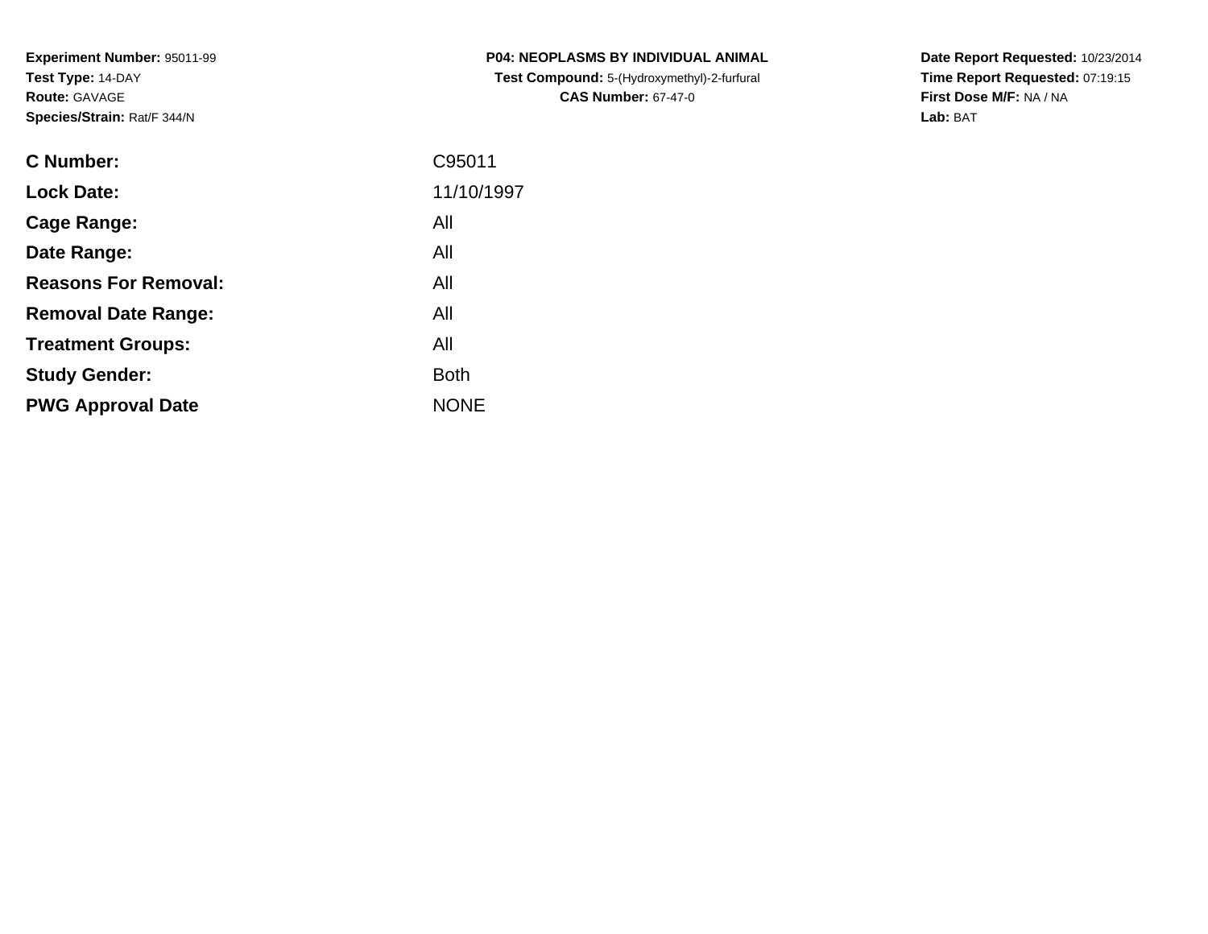**Experiment Number:** 95011-99
**Test Type:** 14-DAY
**Route:** GAVAGE
**Species/Strain:** Rat/F 344/N

**P04: NEOPLASMS BY INDIVIDUAL ANIMAL**
**Test Compound:** 5-(Hydroxymethyl)-2-furfural
**CAS Number:** 67-47-0

**Date Report Requested:** 10/23/2014
**Time Report Requested:** 07:19:15
**First Dose M/F:** NA / NA
**Lab:** BAT

| | |
|---|---|
| **C Number:** | C95011 |
| **Lock Date:** | 11/10/1997 |
| **Cage Range:** | All |
| **Date Range:** | All |
| **Reasons For Removal:** | All |
| **Removal Date Range:** | All |
| **Treatment Groups:** | All |
| **Study Gender:** | Both |
| **PWG Approval Date** | NONE |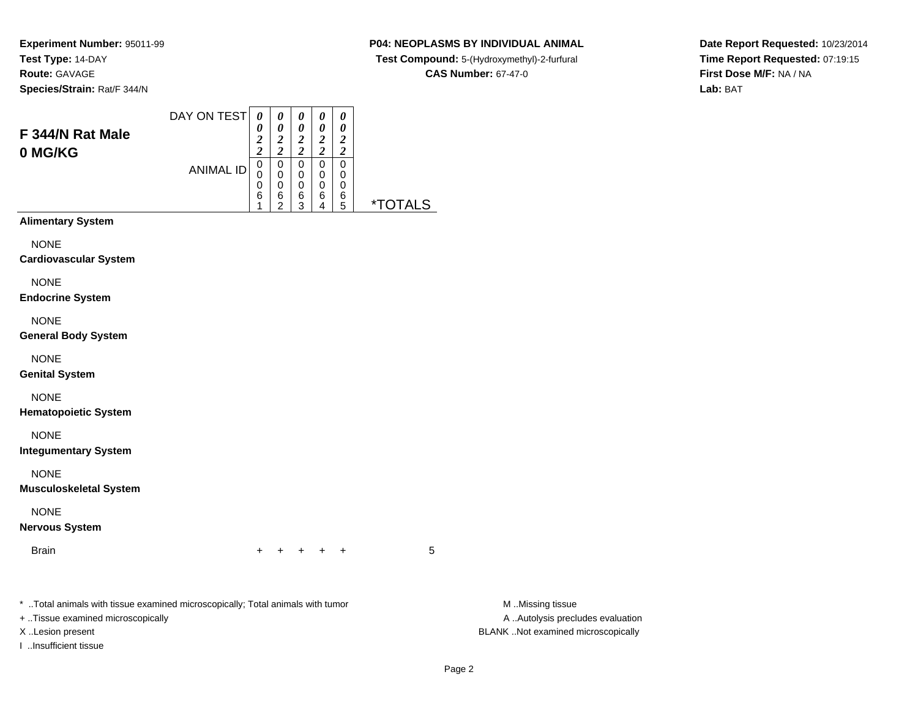**Experiment Number:** 95011-99
**Test Type:** 14-DAY
**Route:** GAVAGE
**Species/Strain:** Rat/F 344/N

**P04: NEOPLASMS BY INDIVIDUAL ANIMAL**
**Test Compound:** 5-(Hydroxymethyl)-2-furfural
**CAS Number:** 67-47-0

**Date Report Requested:** 10/23/2014
**Time Report Requested:** 07:19:15
**First Dose M/F:** NA / NA
**Lab:** BAT

## F 344/N Rat Male 0 MG/KG

| DAY ON TEST | 0022 | 0022 | 0022 | 0022 | 0022 | |
|---|---|---|---|---|---|---|
| **ANIMAL ID** | 00061 | 00062 | 00063 | 00064 | 00065 | ***TOTALS** |
| **Alimentary System** | | | | | | |
| NONE | | | | | | |
| **Cardiovascular System** | | | | | | |
| NONE | | | | | | |
| **Endocrine System** | | | | | | |
| NONE | | | | | | |
| **General Body System** | | | | | | |
| NONE | | | | | | |
| **Genital System** | | | | | | |
| NONE | | | | | | |
| **Hematopoietic System** | | | | | | |
| NONE | | | | | | |
| **Integumentary System** | | | | | | |
| NONE | | | | | | |
| **Musculoskeletal System** | | | | | | |
| NONE | | | | | | |
| **Nervous System** | | | | | | |
| Brain | + | + | + | + | + | 5 |

* ..Total animals with tissue examined microscopically; Total animals with tumor
+ ..Tissue examined microscopically
X ..Lesion present
I ..Insufficient tissue

M ..Missing tissue
A ..Autolysis precludes evaluation
BLANK ..Not examined microscopically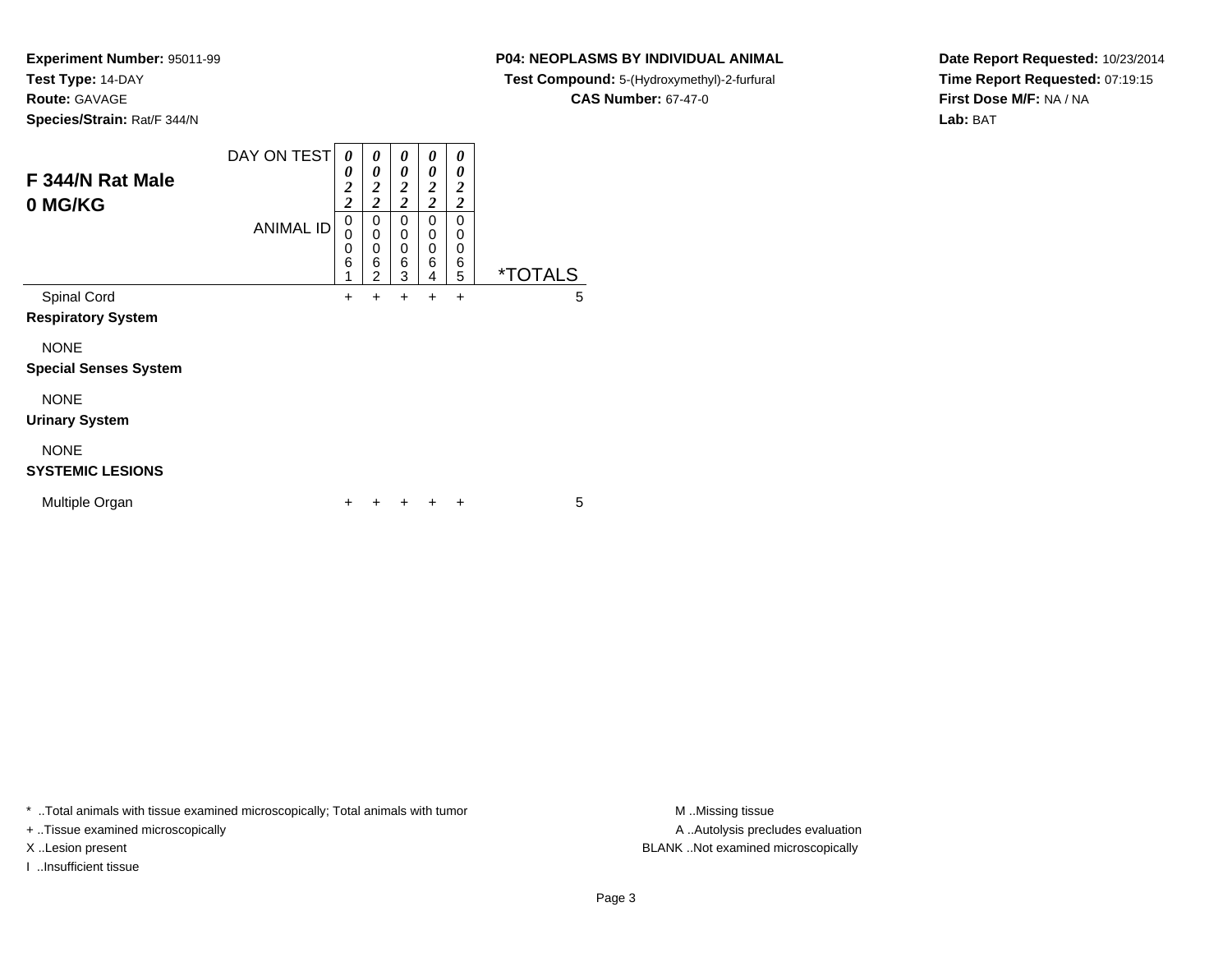**Experiment Number:** 95011-99
**Test Type:** 14-DAY
**Route:** GAVAGE
**Species/Strain:** Rat/F 344/N

**P04: NEOPLASMS BY INDIVIDUAL ANIMAL**
**Test Compound:** 5-(Hydroxymethyl)-2-furfural
**CAS Number:** 67-47-0

**Date Report Requested:** 10/23/2014
**Time Report Requested:** 07:19:15
**First Dose M/F:** NA / NA
**Lab:** BAT

## F 344/N Rat Male 0 MG/KG

| DAY ON TEST | 0022 | 0022 | 0022 | 0022 | 0022 | |
|---|---|---|---|---|---|---|
| **ANIMAL ID** | 00061 | 00062 | 00063 | 00064 | 00065 | ***TOTALS** |
| Spinal Cord | + | + | + | + | + | 5 |
| **Respiratory System** | | | | | | |
| NONE | | | | | | |
| **Special Senses System** | | | | | | |
| NONE | | | | | | |
| **Urinary System** | | | | | | |
| NONE | | | | | | |
| **SYSTEMIC LESIONS** | | | | | | |
| Multiple Organ | + | + | + | + | + | 5 |

* ..Total animals with tissue examined microscopically; Total animals with tumor
+ ..Tissue examined microscopically
X ..Lesion present
I ..Insufficient tissue

M ..Missing tissue
A ..Autolysis precludes evaluation
BLANK ..Not examined microscopically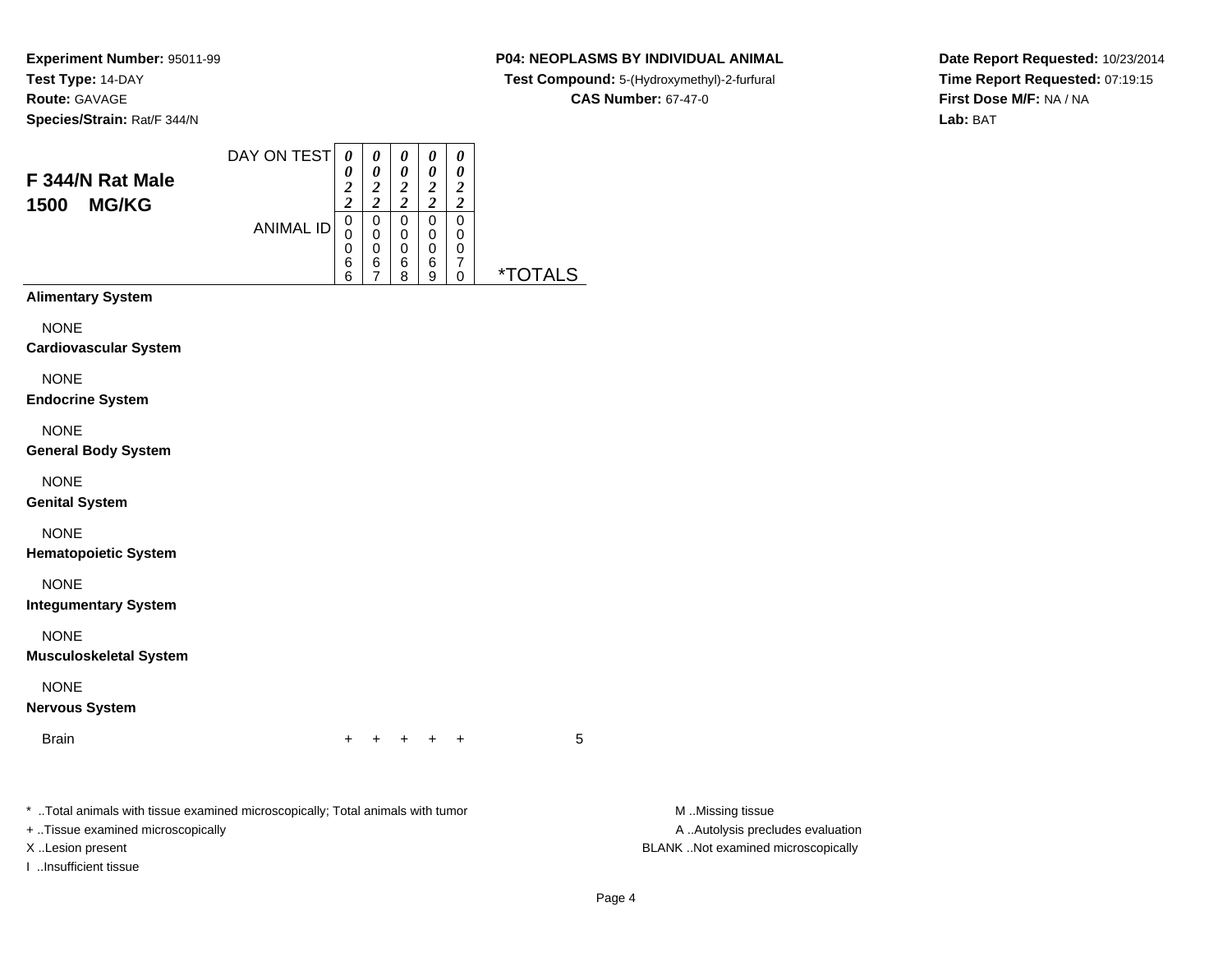**Experiment Number:** 95011-99
**Test Type:** 14-DAY
**Route:** GAVAGE
**Species/Strain:** Rat/F 344/N

**P04: NEOPLASMS BY INDIVIDUAL ANIMAL**
**Test Compound:** 5-(Hydroxymethyl)-2-furfural
**CAS Number:** 67-47-0

**Date Report Requested:** 10/23/2014
**Time Report Requested:** 07:19:15
**First Dose M/F:** NA / NA
**Lab:** BAT

## F 344/N Rat Male
## 1500 MG/KG

| | | | | | | |
|---|---|---|---|---|---|---|
| DAY ON TEST | 0022 | 0022 | 0022 | 0022 | 0022 | |
| ANIMAL ID | 00066 | 00067 | 00068 | 00069 | 00070 | *TOTALS |
| **Alimentary System** | | | | | | |
| NONE | | | | | | |
| **Cardiovascular System** | | | | | | |
| NONE | | | | | | |
| **Endocrine System** | | | | | | |
| NONE | | | | | | |
| **General Body System** | | | | | | |
| NONE | | | | | | |
| **Genital System** | | | | | | |
| NONE | | | | | | |
| **Hematopoietic System** | | | | | | |
| NONE | | | | | | |
| **Integumentary System** | | | | | | |
| NONE | | | | | | |
| **Musculoskeletal System** | | | | | | |
| NONE | | | | | | |
| **Nervous System** | | | | | | |
| Brain | + | + | + | + | + | 5 |

* ..Total animals with tissue examined microscopically; Total animals with tumor
+ ..Tissue examined microscopically
X ..Lesion present
I ..Insufficient tissue

M ..Missing tissue
A ..Autolysis precludes evaluation
BLANK ..Not examined microscopically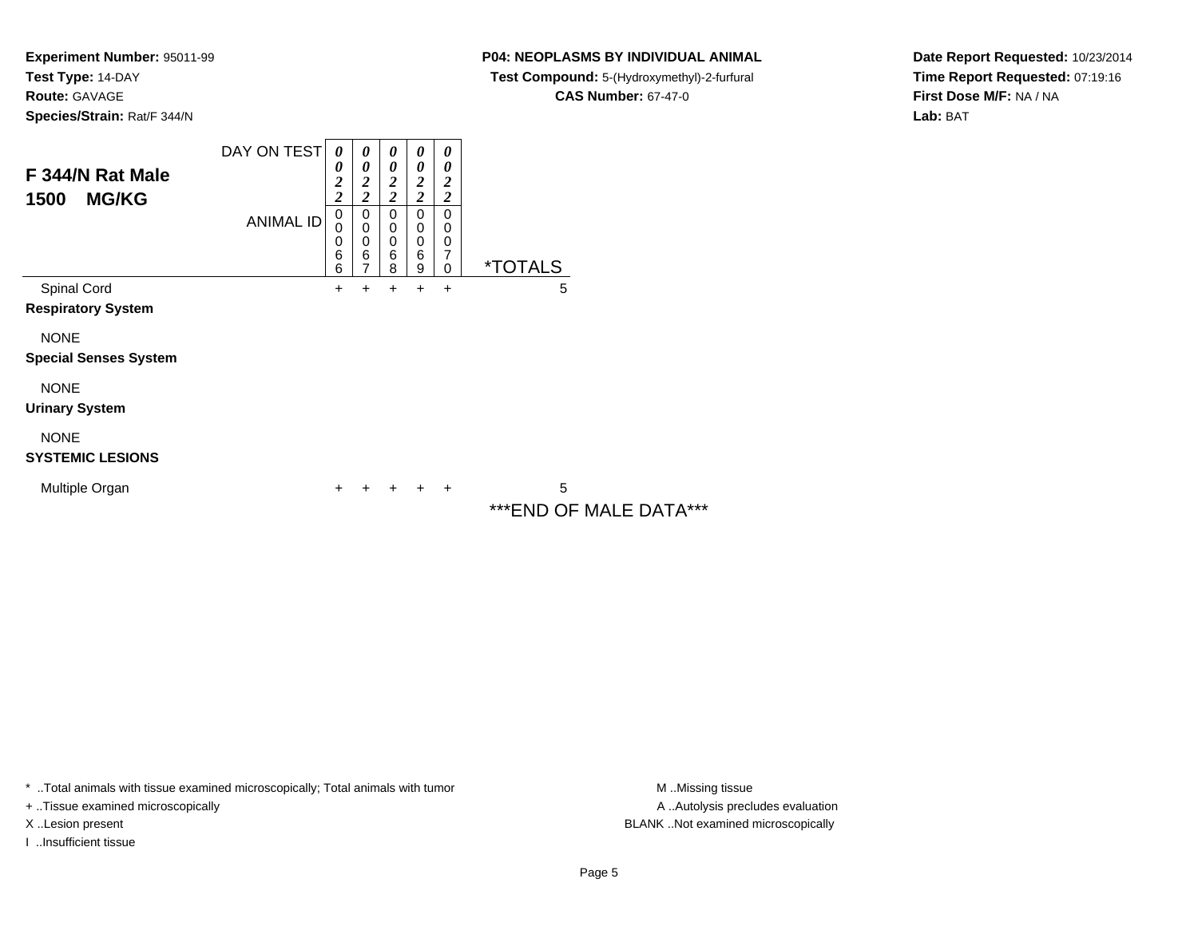**Experiment Number:** 95011-99
**Test Type:** 14-DAY
**Route:** GAVAGE
**Species/Strain:** Rat/F 344/N

**P04: NEOPLASMS BY INDIVIDUAL ANIMAL**
**Test Compound:** 5-(Hydroxymethyl)-2-furfural
**CAS Number:** 67-47-0

**Date Report Requested:** 10/23/2014
**Time Report Requested:** 07:19:16
**First Dose M/F:** NA / NA
**Lab:** BAT

## F 344/N Rat Male
## 1500 MG/KG

| DAY ON TEST | 0022 | 0022 | 0022 | 0022 | 0022 | |
|---|---|---|---|---|---|---|
| **ANIMAL ID** | 00066 | 00067 | 00068 | 00069 | 00070 | ***TOTALS** |
| Spinal Cord | + | + | + | + | + | 5 |
| **Respiratory System** | | | | | | |
| NONE | | | | | | |
| **Special Senses System** | | | | | | |
| NONE | | | | | | |
| **Urinary System** | | | | | | |
| NONE | | | | | | |
| **SYSTEMIC LESIONS** | | | | | | |
| Multiple Organ | + | + | + | + | + | 5 |

***END OF MALE DATA***

\* ..Total animals with tissue examined microscopically; Total animals with tumor
\+ ..Tissue examined microscopically
X ..Lesion present
I ..Insufficient tissue

M ..Missing tissue
A ..Autolysis precludes evaluation
BLANK ..Not examined microscopically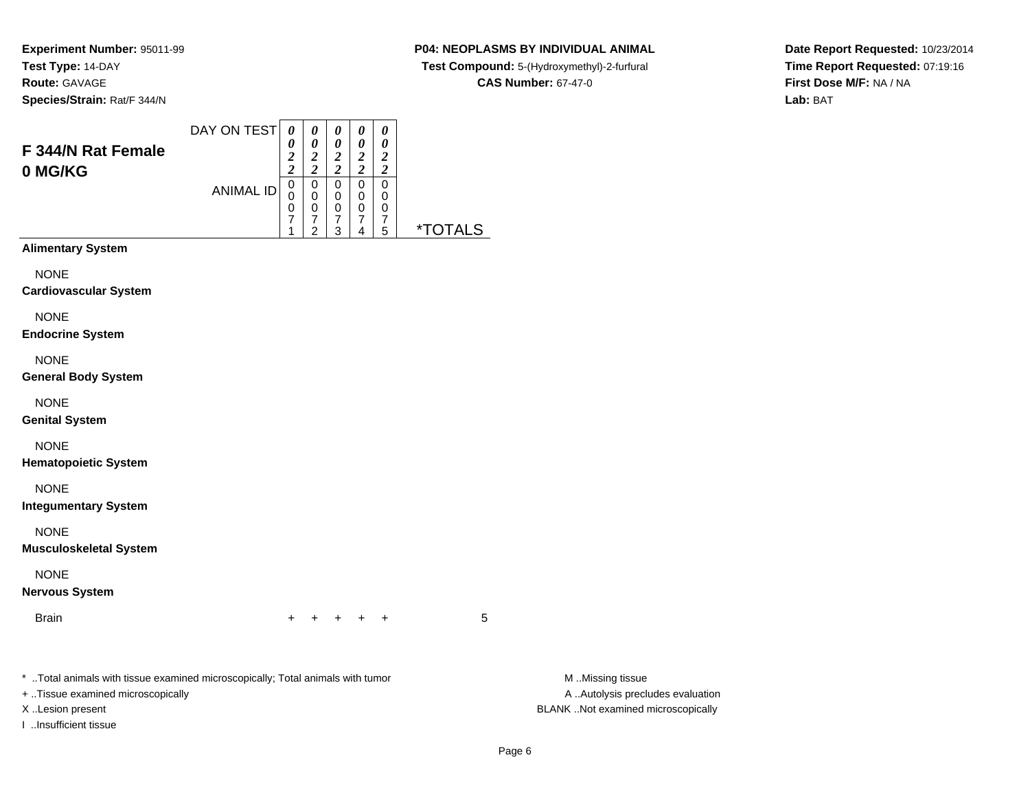**Experiment Number:** 95011-99
**Test Type:** 14-DAY
**Route:** GAVAGE
**Species/Strain:** Rat/F 344/N

**P04: NEOPLASMS BY INDIVIDUAL ANIMAL**
**Test Compound:** 5-(Hydroxymethyl)-2-furfural
**CAS Number:** 67-47-0

**Date Report Requested:** 10/23/2014
**Time Report Requested:** 07:19:16
**First Dose M/F:** NA / NA
**Lab:** BAT

## F 344/N Rat Female
## 0 MG/KG

| DAY ON TEST | 0022 | 0022 | 0022 | 0022 | 0022 | |
|---|---|---|---|---|---|---|
| ANIMAL ID | 00071 | 00072 | 00073 | 00074 | 00075 | *TOTALS |
| **Alimentary System** | | | | | | |
| NONE | | | | | | |
| **Cardiovascular System** | | | | | | |
| NONE | | | | | | |
| **Endocrine System** | | | | | | |
| NONE | | | | | | |
| **General Body System** | | | | | | |
| NONE | | | | | | |
| **Genital System** | | | | | | |
| NONE | | | | | | |
| **Hematopoietic System** | | | | | | |
| NONE | | | | | | |
| **Integumentary System** | | | | | | |
| NONE | | | | | | |
| **Musculoskeletal System** | | | | | | |
| NONE | | | | | | |
| **Nervous System** | | | | | | |
| Brain | + | + | + | + | + | 5 |

* ..Total animals with tissue examined microscopically; Total animals with tumor
+ ..Tissue examined microscopically
X ..Lesion present
I ..Insufficient tissue

M ..Missing tissue
A ..Autolysis precludes evaluation
BLANK ..Not examined microscopically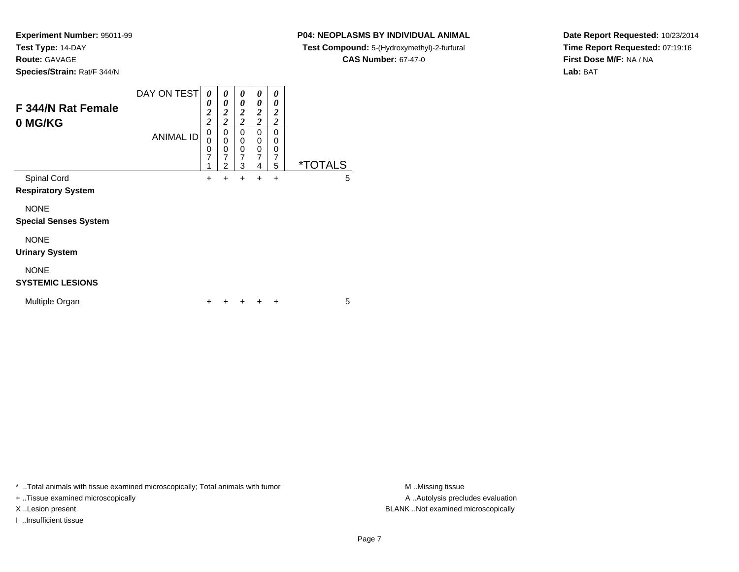**Experiment Number:** 95011-99
**Test Type:** 14-DAY
**Route:** GAVAGE
**Species/Strain:** Rat/F 344/N

**P04: NEOPLASMS BY INDIVIDUAL ANIMAL**
**Test Compound:** 5-(Hydroxymethyl)-2-furfural
**CAS Number:** 67-47-0

**Date Report Requested:** 10/23/2014
**Time Report Requested:** 07:19:16
**First Dose M/F:** NA / NA
**Lab:** BAT

## F 344/N Rat Female 0 MG/KG

| DAY ON TEST | 0022 | 0022 | 0022 | 0022 | 0022 | |
|---|---|---|---|---|---|---|
| ANIMAL ID | 00071 | 00072 | 00073 | 00074 | 00075 | *TOTALS |
| Spinal Cord | + | + | + | + | + | 5 |
| **Respiratory System** | | | | | | |
| NONE | | | | | | |
| **Special Senses System** | | | | | | |
| NONE | | | | | | |
| **Urinary System** | | | | | | |
| NONE | | | | | | |
| **SYSTEMIC LESIONS** | | | | | | |
| Multiple Organ | + | + | + | + | + | 5 |

* ..Total animals with tissue examined microscopically; Total animals with tumor
+ ..Tissue examined microscopically
X ..Lesion present
I ..Insufficient tissue

M ..Missing tissue
A ..Autolysis precludes evaluation
BLANK ..Not examined microscopically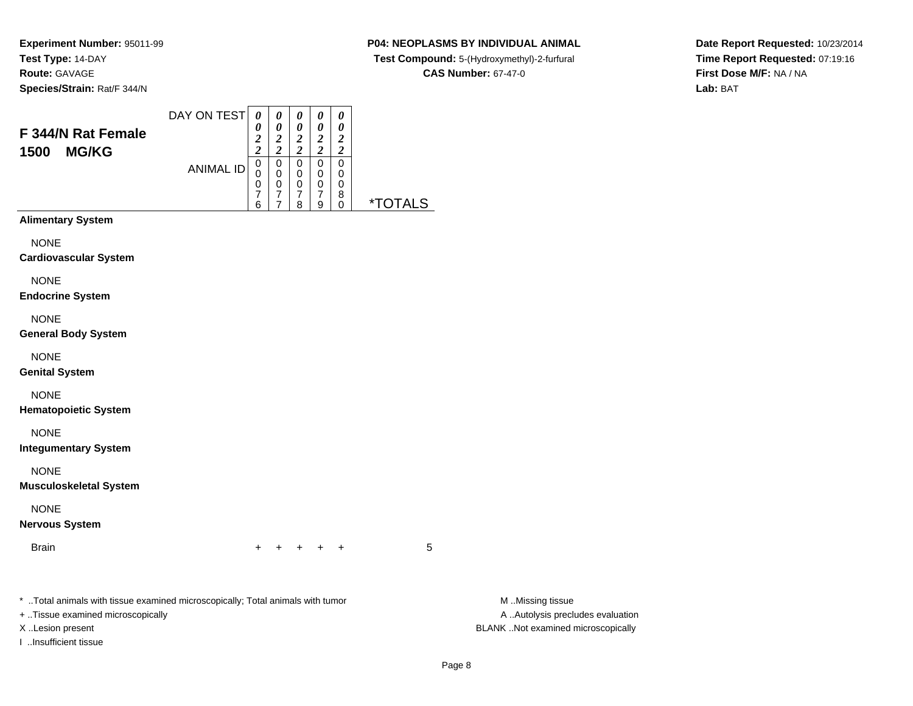**Experiment Number:** 95011-99
**Test Type:** 14-DAY
**Route:** GAVAGE
**Species/Strain:** Rat/F 344/N

**P04: NEOPLASMS BY INDIVIDUAL ANIMAL**
**Test Compound:** 5-(Hydroxymethyl)-2-furfural
**CAS Number:** 67-47-0

**Date Report Requested:** 10/23/2014
**Time Report Requested:** 07:19:16
**First Dose M/F:** NA / NA
**Lab:** BAT

## F 344/N Rat Female 1500 MG/KG

| DAY ON TEST | 0022 | 0022 | 0022 | 0022 | 0022 | |
|---|---|---|---|---|---|---|
| ANIMAL ID | 00076 | 00077 | 00078 | 00079 | 00080 | *TOTALS |
| **Alimentary System** | | | | | | |
| NONE | | | | | | |
| **Cardiovascular System** | | | | | | |
| NONE | | | | | | |
| **Endocrine System** | | | | | | |
| NONE | | | | | | |
| **General Body System** | | | | | | |
| NONE | | | | | | |
| **Genital System** | | | | | | |
| NONE | | | | | | |
| **Hematopoietic System** | | | | | | |
| NONE | | | | | | |
| **Integumentary System** | | | | | | |
| NONE | | | | | | |
| **Musculoskeletal System** | | | | | | |
| NONE | | | | | | |
| **Nervous System** | | | | | | |
| Brain | + | + | + | + | + | 5 |

* ..Total animals with tissue examined microscopically; Total animals with tumor
+ ..Tissue examined microscopically
X ..Lesion present
I ..Insufficient tissue

M ..Missing tissue
A ..Autolysis precludes evaluation
BLANK ..Not examined microscopically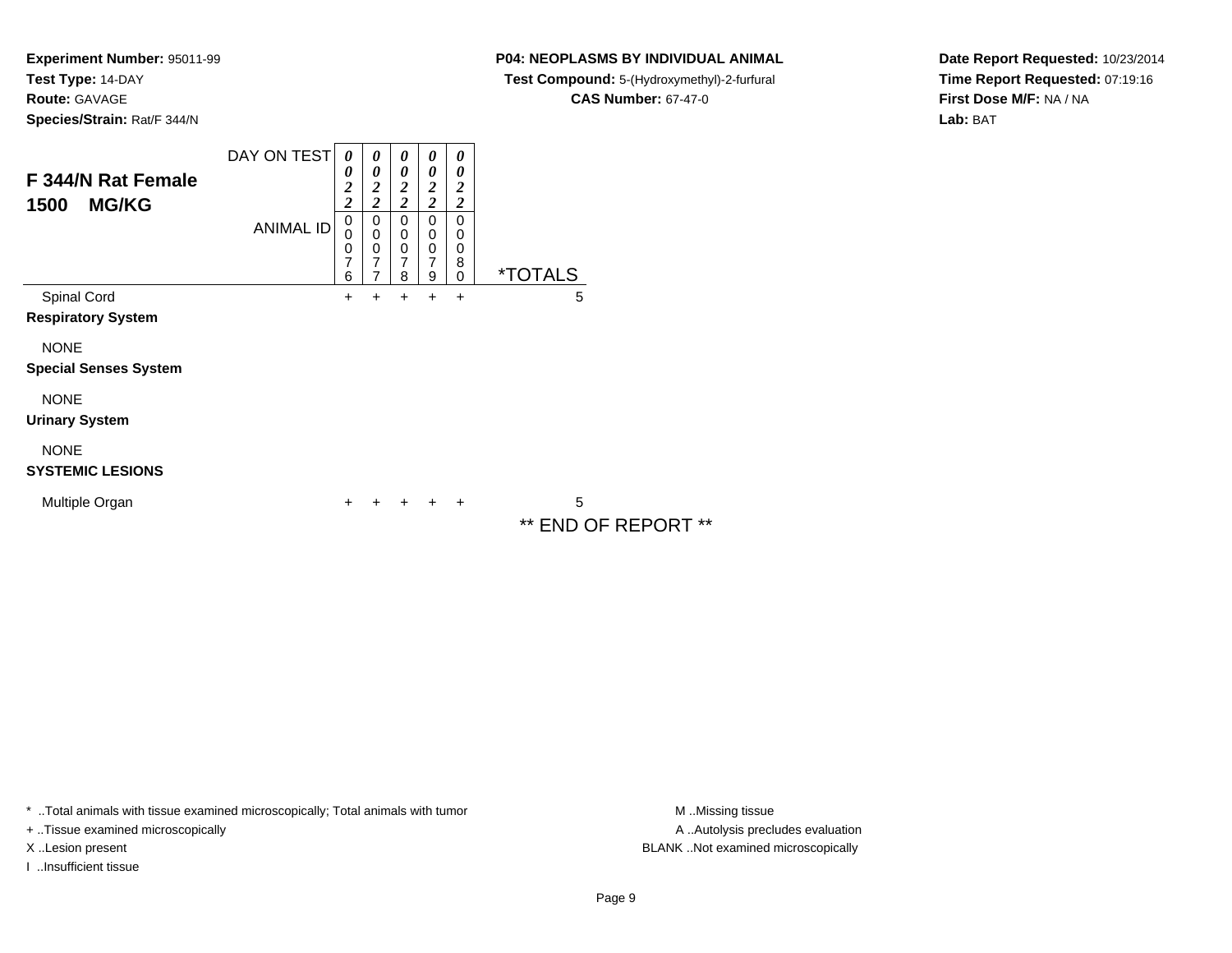**Experiment Number:** 95011-99
**Test Type:** 14-DAY
**Route:** GAVAGE
**Species/Strain:** Rat/F 344/N

**P04: NEOPLASMS BY INDIVIDUAL ANIMAL**
**Test Compound:** 5-(Hydroxymethyl)-2-furfural
**CAS Number:** 67-47-0

**Date Report Requested:** 10/23/2014
**Time Report Requested:** 07:19:16
**First Dose M/F:** NA / NA
**Lab:** BAT

## F 344/N Rat Female
## 1500 MG/KG

| | | | | | | |
|---|---|---|---|---|---|---|
| DAY ON TEST | 0022 | 0022 | 0022 | 0022 | 0022 | |
| ANIMAL ID | 00076 | 00077 | 00078 | 00079 | 00080 | *TOTALS |
| Spinal Cord | + | + | + | + | + | 5 |
| **Respiratory System** | | | | | | |
| NONE | | | | | | |
| **Special Senses System** | | | | | | |
| NONE | | | | | | |
| **Urinary System** | | | | | | |
| NONE | | | | | | |
| **SYSTEMIC LESIONS** | | | | | | |
| Multiple Organ | + | + | + | + | + | 5 |

** END OF REPORT **

* ..Total animals with tissue examined microscopically; Total animals with tumor
+ ..Tissue examined microscopically
X ..Lesion present
I ..Insufficient tissue

M ..Missing tissue
A ..Autolysis precludes evaluation
BLANK ..Not examined microscopically